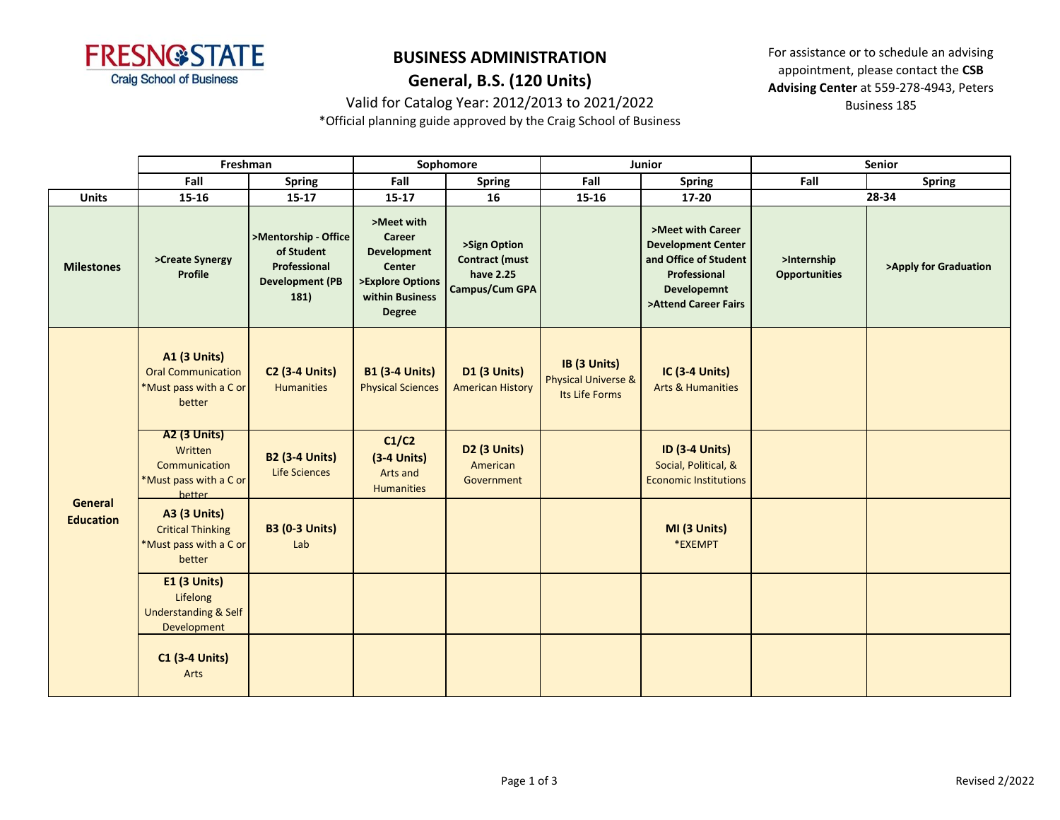FRESNO STATE
Craig School of Business

# BUSINESS ADMINISTRATION

## General, B.S. (120 Units)

Valid for Catalog Year: 2012/2013 to 2021/2022

*Official planning guide approved by the Craig School of Business

For assistance or to schedule an advising appointment, please contact the **CSB Advising Center** at 559-278-4943, Peters Business 185

| | Freshman | | Sophomore | | Junior | | Senior | |
|---|---|---|---|---|---|---|---|---|
| | Fall | Spring | Fall | Spring | Fall | Spring | Fall | Spring |
| **Units** | 15-16 | 15-17 | 15-17 | 16 | 15-16 | 17-20 | 28-34 | |
| **Milestones** | >Create Synergy Profile | >Mentorship - Office of Student Professional Development (PB 181) | >Meet with Career Development Center >Explore Options within Business Degree | >Sign Option Contract (must have 2.25 Campus/Cum GPA | | >Meet with Career Development Center and Office of Student Professional Developemnt >Attend Career Fairs | >Internship Opportunities | >Apply for Graduation |
| **General Education** | **A1 (3 Units)** Oral Communication *Must pass with a C or better | **C2 (3-4 Units)** Humanities | **B1 (3-4 Units)** Physical Sciences | **D1 (3 Units)** American History | **IB (3 Units)** Physical Universe & Its Life Forms | **IC (3-4 Units)** Arts & Humanities | | |
| | **A2 (3 Units)** Written Communication *Must pass with a C or better | **B2 (3-4 Units)** Life Sciences | **C1/C2 (3-4 Units)** Arts and Humanities | **D2 (3 Units)** American Government | | **ID (3-4 Units)** Social, Political, & Economic Institutions | | |
| | **A3 (3 Units)** Critical Thinking *Must pass with a C or better | **B3 (0-3 Units)** Lab | | | | **MI (3 Units)** *EXEMPT | | |
| | **E1 (3 Units)** Lifelong Understanding & Self Development | | | | | | | |
| | **C1 (3-4 Units)** Arts | | | | | | | |

Revised 2/2022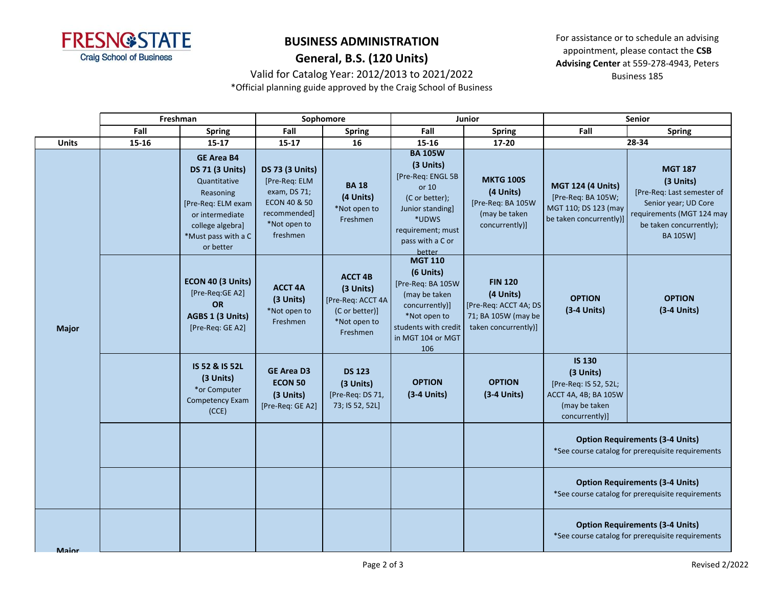# BUSINESS ADMINISTRATION

## General, B.S. (120 Units)

Valid for Catalog Year: 2012/2013 to 2021/2022

*Official planning guide approved by the Craig School of Business

For assistance or to schedule an advising appointment, please contact the **CSB Advising Center** at 559-278-4943, Peters Business 185

| | Freshman | | Sophomore | | Junior | | Senior | |
|---|---|---|---|---|---|---|---|---|
| | Fall | Spring | Fall | Spring | Fall | Spring | Fall | Spring |
| **Units** | 15-16 | 15-17 | 15-17 | 16 | 15-16 | 17-20 | 28-34 | |
| **Major** | | **GE Area B4 DS 71 (3 Units)** Quantitative Reasoning [Pre-Req: ELM exam or intermediate college algebra] *Must pass with a C or better | **DS 73 (3 Units)** [Pre-Req: ELM exam, DS 71; ECON 40 & 50 recommended] *Not open to freshmen | **BA 18 (4 Units)** *Not open to Freshmen | **BA 105W (3 Units)** [Pre-Req: ENGL 5B or 10 (C or better); Junior standing] *UDWS requirement; must pass with a C or better | **MKTG 100S (4 Units)** [Pre-Req: BA 105W (may be taken concurrently)] | **MGT 124 (4 Units)** [Pre-Req: BA 105W; MGT 110; DS 123 (may be taken concurrently)] | **MGT 187 (3 Units)** [Pre-Req: Last semester of Senior year; UD Core requirements (MGT 124 may be taken concurrently); BA 105W] |
| | | **ECON 40 (3 Units)** [Pre-Req:GE A2] **OR AGBS 1 (3 Units)** [Pre-Req: GE A2] | **ACCT 4A (3 Units)** *Not open to Freshmen | **ACCT 4B (3 Units)** [Pre-Req: ACCT 4A (C or better)] *Not open to Freshmen | **MGT 110 (6 Units)** [Pre-Req: BA 105W (may be taken concurrently)] *Not open to students with credit in MGT 104 or MGT 106 | **FIN 120 (4 Units)** [Pre-Req: ACCT 4A; DS 71; BA 105W (may be taken concurrently)] | **OPTION (3-4 Units)** | **OPTION (3-4 Units)** |
| | | **IS 52 & IS 52L (3 Units)** *or Computer Competency Exam (CCE) | **GE Area D3 ECON 50 (3 Units)** [Pre-Req: GE A2] | **DS 123 (3 Units)** [Pre-Req: DS 71, 73; IS 52, 52L] | **OPTION (3-4 Units)** | **OPTION (3-4 Units)** | **IS 130 (3 Units)** [Pre-Req: IS 52, 52L; ACCT 4A, 4B; BA 105W (may be taken concurrently)] | |
| | | | | | | | **Option Requirements (3-4 Units)** *See course catalog for prerequisite requirements | |
| | | | | | | | **Option Requirements (3-4 Units)** *See course catalog for prerequisite requirements | |
| **Major** | | | | | | | **Option Requirements (3-4 Units)** *See course catalog for prerequisite requirements | |

Revised 2/2022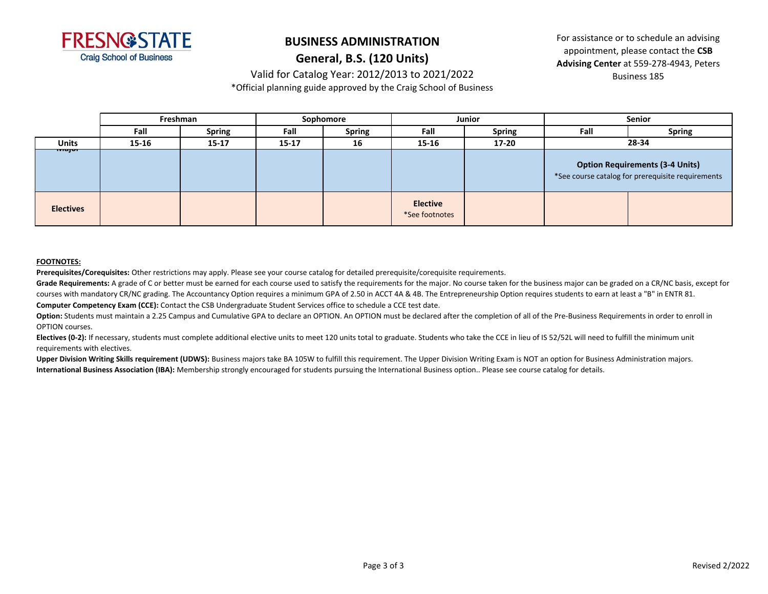# BUSINESS ADMINISTRATION

## General, B.S. (120 Units)

Valid for Catalog Year: 2012/2013 to 2021/2022

*Official planning guide approved by the Craig School of Business

For assistance or to schedule an advising appointment, please contact the **CSB Advising Center** at 559-278-4943, Peters Business 185

| | Freshman | | Sophomore | | Junior | | Senior | |
|---|---|---|---|---|---|---|---|---|
| | **Fall** | **Spring** | **Fall** | **Spring** | **Fall** | **Spring** | **Fall** | **Spring** |
| **Units** | **15-16** | **15-17** | **15-17** | **16** | **15-16** | **17-20** | **28-34** | |
| **Major** | | | | | | | **Option Requirements (3-4 Units)** *See course catalog for prerequisite requirements | |
| **Electives** | | | | | **Elective** *See footnotes | | | |

**FOOTNOTES:**

**Prerequisites/Corequisites:** Other restrictions may apply. Please see your course catalog for detailed prerequisite/corequisite requirements.

**Grade Requirements:** A grade of C or better must be earned for each course used to satisfy the requirements for the major. No course taken for the business major can be graded on a CR/NC basis, except for courses with mandatory CR/NC grading. The Accountancy Option requires a minimum GPA of 2.50 in ACCT 4A & 4B. The Entrepreneurship Option requires students to earn at least a "B" in ENTR 81.

**Computer Competency Exam (CCE):** Contact the CSB Undergraduate Student Services office to schedule a CCE test date.

**Option:** Students must maintain a 2.25 Campus and Cumulative GPA to declare an OPTION. An OPTION must be declared after the completion of all of the Pre-Business Requirements in order to enroll in OPTION courses.

**Electives (0-2):** If necessary, students must complete additional elective units to meet 120 units total to graduate. Students who take the CCE in lieu of IS 52/52L will need to fulfill the minimum unit requirements with electives.

**Upper Division Writing Skills requirement (UDWS):** Business majors take BA 105W to fulfill this requirement. The Upper Division Writing Exam is NOT an option for Business Administration majors.

**International Business Association (IBA):** Membership strongly encouraged for students pursuing the International Business option.. Please see course catalog for details.

Revised 2/2022